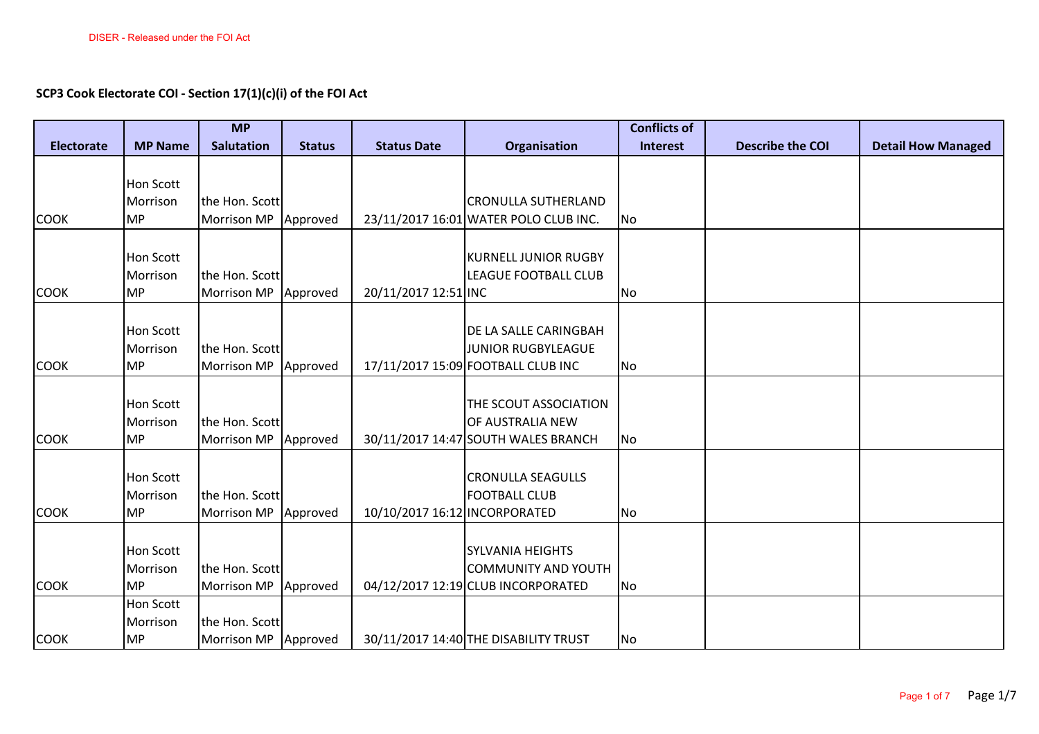DISER - Released under the FOI Act

## SCP3 Cook Electorate COI - Section 17(1)(c)(i) of the FOI Act

| Electorate | MP Name | MP Salutation | Status | Status Date | Organisation | Conflicts of Interest | Describe the COI | Detail How Managed |
|---|---|---|---|---|---|---|---|---|
| COOK | Hon Scott Morrison MP | the Hon. Scott Morrison MP | Approved | 23/11/2017 16:01 | CRONULLA SUTHERLAND WATER POLO CLUB INC. | No | | |
| COOK | Hon Scott Morrison MP | the Hon. Scott Morrison MP | Approved | 20/11/2017 12:51 | KURNELL JUNIOR RUGBY LEAGUE FOOTBALL CLUB INC | No | | |
| COOK | Hon Scott Morrison MP | the Hon. Scott Morrison MP | Approved | 17/11/2017 15:09 | DE LA SALLE CARINGBAH JUNIOR RUGBYLEAGUE FOOTBALL CLUB INC | No | | |
| COOK | Hon Scott Morrison MP | the Hon. Scott Morrison MP | Approved | 30/11/2017 14:47 | THE SCOUT ASSOCIATION OF AUSTRALIA NEW SOUTH WALES BRANCH | No | | |
| COOK | Hon Scott Morrison MP | the Hon. Scott Morrison MP | Approved | 10/10/2017 16:12 | CRONULLA SEAGULLS FOOTBALL CLUB INCORPORATED | No | | |
| COOK | Hon Scott Morrison MP | the Hon. Scott Morrison MP | Approved | 04/12/2017 12:19 | SYLVANIA HEIGHTS COMMUNITY AND YOUTH CLUB INCORPORATED | No | | |
| COOK | Hon Scott Morrison MP | the Hon. Scott Morrison MP | Approved | 30/11/2017 14:40 | THE DISABILITY TRUST | No | | |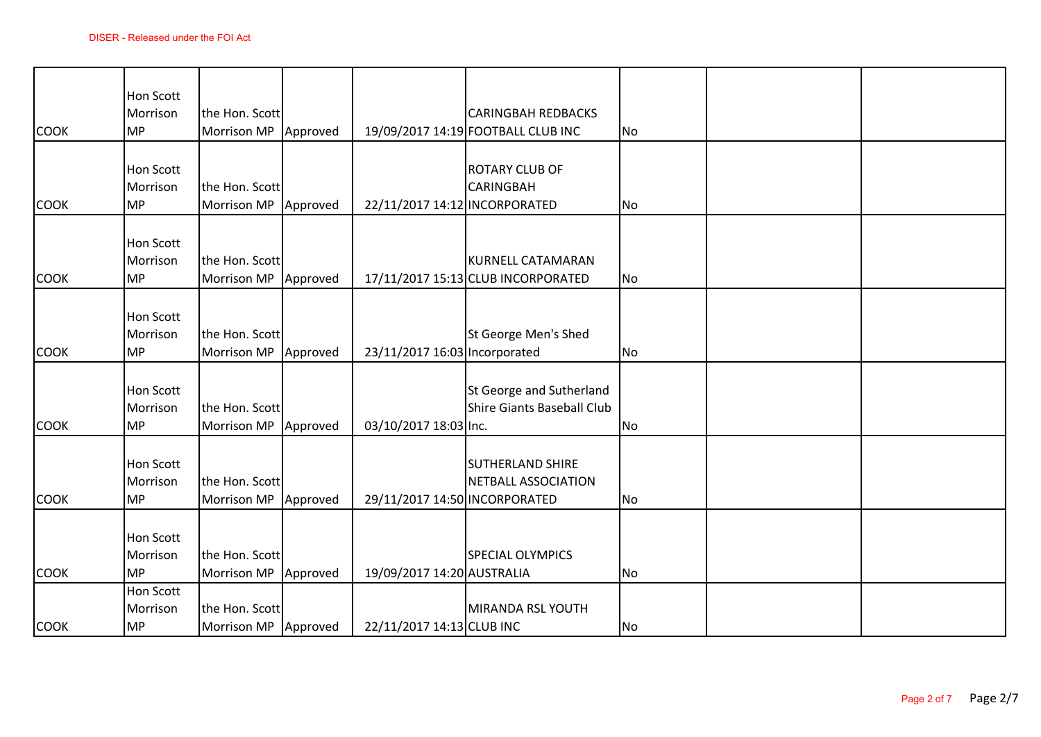| | | | | | | | | |
|---|---|---|---|---|---|---|---|---|
| COOK | Hon Scott Morrison MP | the Hon. Scott Morrison MP | Approved | 19/09/2017 14:19 | CARINGBAH REDBACKS FOOTBALL CLUB INC | No | | |
| COOK | Hon Scott Morrison MP | the Hon. Scott Morrison MP | Approved | 22/11/2017 14:12 | ROTARY CLUB OF CARINGBAH INCORPORATED | No | | |
| COOK | Hon Scott Morrison MP | the Hon. Scott Morrison MP | Approved | 17/11/2017 15:13 | KURNELL CATAMARAN CLUB INCORPORATED | No | | |
| COOK | Hon Scott Morrison MP | the Hon. Scott Morrison MP | Approved | 23/11/2017 16:03 | St George Men's Shed Incorporated | No | | |
| COOK | Hon Scott Morrison MP | the Hon. Scott Morrison MP | Approved | 03/10/2017 18:03 | St George and Sutherland Shire Giants Baseball Club Inc. | No | | |
| COOK | Hon Scott Morrison MP | the Hon. Scott Morrison MP | Approved | 29/11/2017 14:50 | SUTHERLAND SHIRE NETBALL ASSOCIATION INCORPORATED | No | | |
| COOK | Hon Scott Morrison MP | the Hon. Scott Morrison MP | Approved | 19/09/2017 14:20 | SPECIAL OLYMPICS AUSTRALIA | No | | |
| COOK | Hon Scott Morrison MP | the Hon. Scott Morrison MP | Approved | 22/11/2017 14:13 | MIRANDA RSL YOUTH CLUB INC | No | | |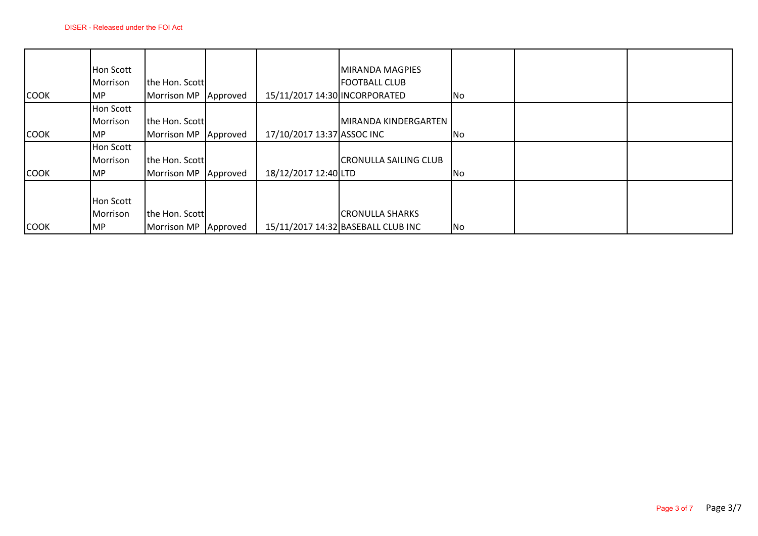| | | | | | | | | |
|---|---|---|---|---|---|---|---|---|
| COOK | Hon Scott Morrison MP | the Hon. Scott Morrison MP | Approved | 15/11/2017 14:30 | MIRANDA MAGPIES FOOTBALL CLUB INCORPORATED | No | | |
| COOK | Hon Scott Morrison MP | the Hon. Scott Morrison MP | Approved | 17/10/2017 13:37 | MIRANDA KINDERGARTEN ASSOC INC | No | | |
| COOK | Hon Scott Morrison MP | the Hon. Scott Morrison MP | Approved | 18/12/2017 12:40 | CRONULLA SAILING CLUB LTD | No | | |
| COOK | Hon Scott Morrison MP | the Hon. Scott Morrison MP | Approved | 15/11/2017 14:32 | CRONULLA SHARKS BASEBALL CLUB INC | No | | |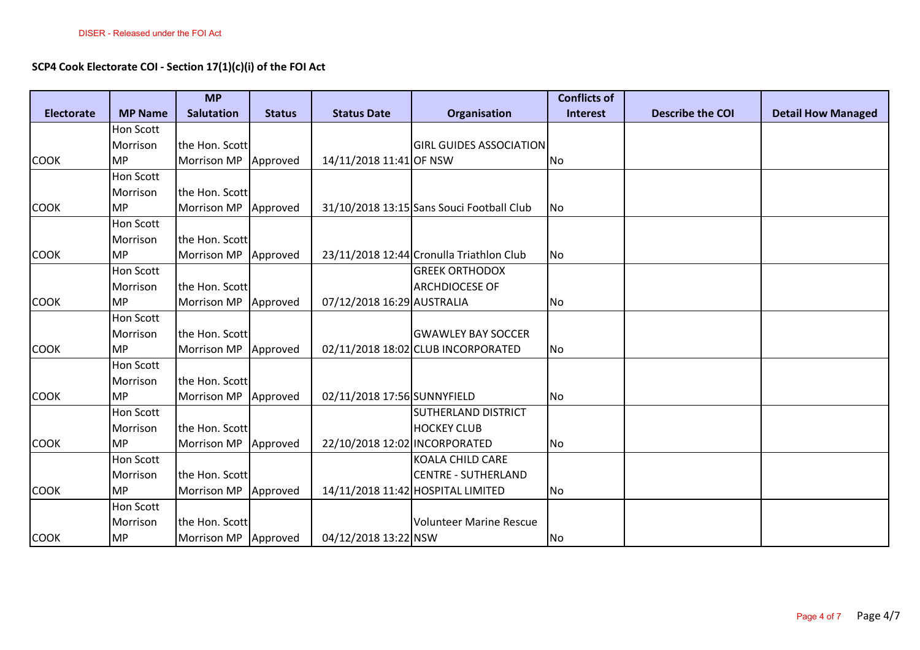DISER - Released under the FOI Act

**SCP4 Cook Electorate COI - Section 17(1)(c)(i) of the FOI Act**

| Electorate | MP Name | MP Salutation | Status | Status Date | Organisation | Conflicts of Interest | Describe the COI | Detail How Managed |
|---|---|---|---|---|---|---|---|---|
| COOK | Hon Scott Morrison MP | the Hon. Scott Morrison MP | Approved | 14/11/2018 11:41 | GIRL GUIDES ASSOCIATION OF NSW | No | | |
| COOK | Hon Scott Morrison MP | the Hon. Scott Morrison MP | Approved | 31/10/2018 13:15 | Sans Souci Football Club | No | | |
| COOK | Hon Scott Morrison MP | the Hon. Scott Morrison MP | Approved | 23/11/2018 12:44 | Cronulla Triathlon Club | No | | |
| COOK | Hon Scott Morrison MP | the Hon. Scott Morrison MP | Approved | 07/12/2018 16:29 | GREEK ORTHODOX ARCHDIOCESE OF AUSTRALIA | No | | |
| COOK | Hon Scott Morrison MP | the Hon. Scott Morrison MP | Approved | 02/11/2018 18:02 | GWAWLEY BAY SOCCER CLUB INCORPORATED | No | | |
| COOK | Hon Scott Morrison MP | the Hon. Scott Morrison MP | Approved | 02/11/2018 17:56 | SUNNYFIELD | No | | |
| COOK | Hon Scott Morrison MP | the Hon. Scott Morrison MP | Approved | 22/10/2018 12:02 | SUTHERLAND DISTRICT HOCKEY CLUB INCORPORATED | No | | |
| COOK | Hon Scott Morrison MP | the Hon. Scott Morrison MP | Approved | 14/11/2018 11:42 | KOALA CHILD CARE CENTRE - SUTHERLAND HOSPITAL LIMITED | No | | |
| COOK | Hon Scott Morrison MP | the Hon. Scott Morrison MP | Approved | 04/12/2018 13:22 | Volunteer Marine Rescue NSW | No | | |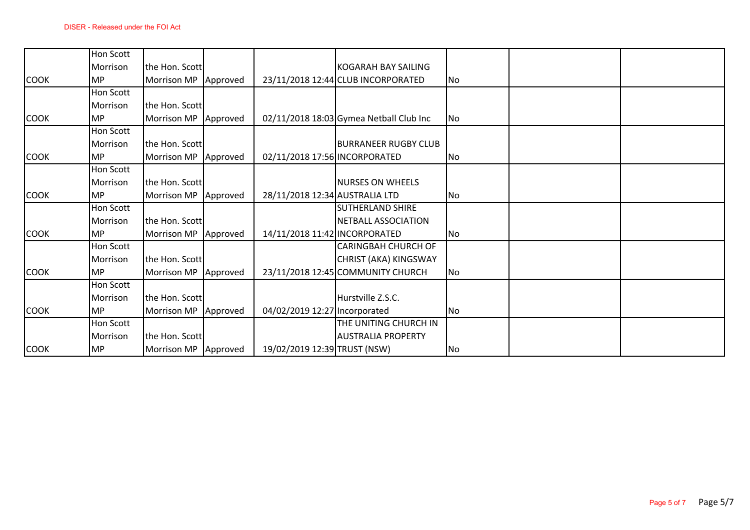|  |  |  |  |  |  |  |  |  |
|---|---|---|---|---|---|---|---|---|
| COOK | Hon Scott Morrison MP | the Hon. Scott Morrison MP | Approved | 23/11/2018 12:44 | KOGARAH BAY SAILING CLUB INCORPORATED | No |  |  |
| COOK | Hon Scott Morrison MP | the Hon. Scott Morrison MP | Approved | 02/11/2018 18:03 | Gymea Netball Club Inc | No |  |  |
| COOK | Hon Scott Morrison MP | the Hon. Scott Morrison MP | Approved | 02/11/2018 17:56 | BURRANEER RUGBY CLUB INCORPORATED | No |  |  |
| COOK | Hon Scott Morrison MP | the Hon. Scott Morrison MP | Approved | 28/11/2018 12:34 | NURSES ON WHEELS AUSTRALIA LTD | No |  |  |
| COOK | Hon Scott Morrison MP | the Hon. Scott Morrison MP | Approved | 14/11/2018 11:42 | SUTHERLAND SHIRE NETBALL ASSOCIATION INCORPORATED | No |  |  |
| COOK | Hon Scott Morrison MP | the Hon. Scott Morrison MP | Approved | 23/11/2018 12:45 | CARINGBAH CHURCH OF CHRIST (AKA) KINGSWAY COMMUNITY CHURCH | No |  |  |
| COOK | Hon Scott Morrison MP | the Hon. Scott Morrison MP | Approved | 04/02/2019 12:27 | Hurstville Z.S.C. Incorporated | No |  |  |
| COOK | Hon Scott Morrison MP | the Hon. Scott Morrison MP | Approved | 19/02/2019 12:39 | THE UNITING CHURCH IN AUSTRALIA PROPERTY TRUST (NSW) | No |  |  |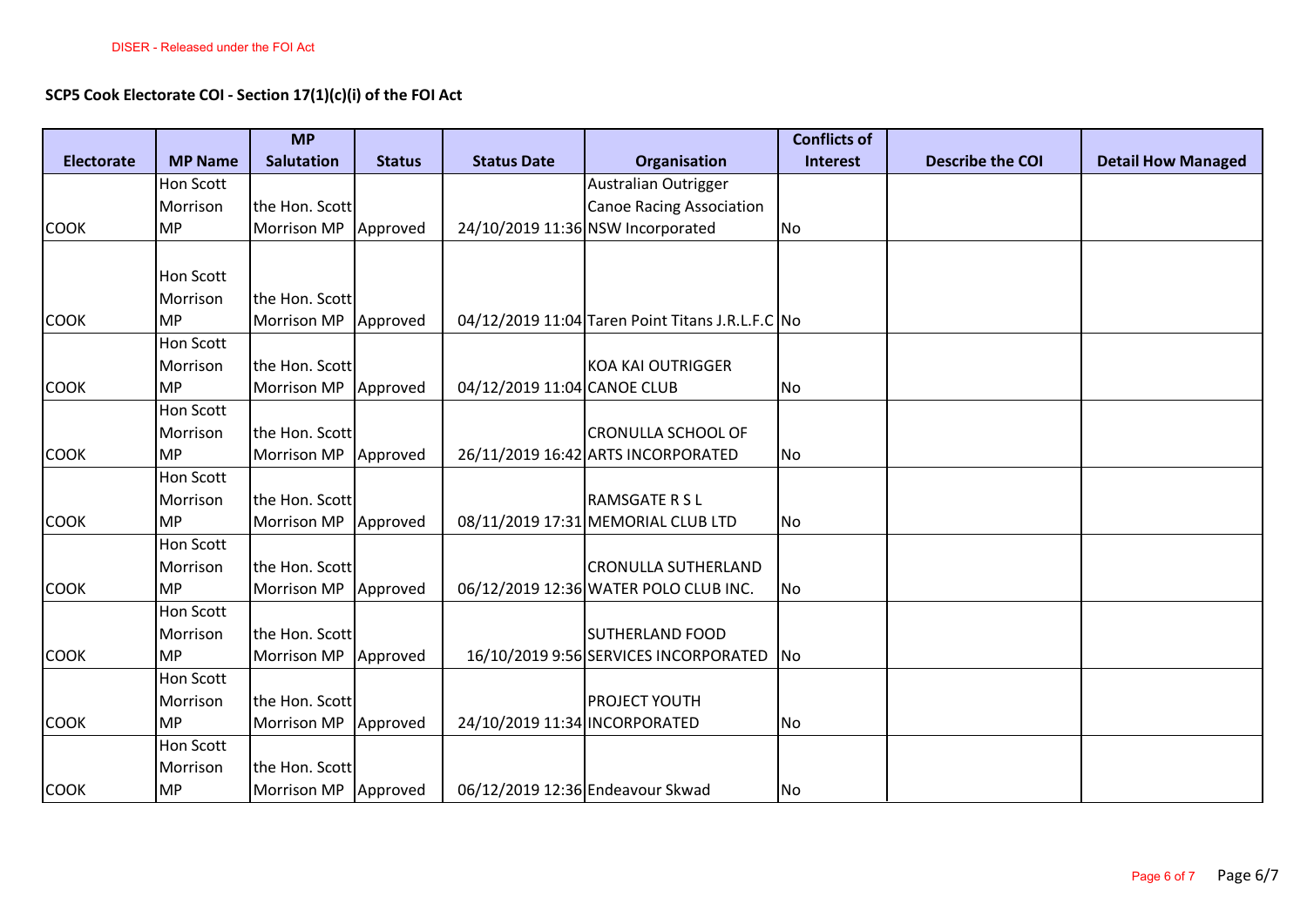**SCP5 Cook Electorate COI - Section 17(1)(c)(i) of the FOI Act**

| Electorate | MP Name | MP Salutation | Status | Status Date | Organisation | Conflicts of Interest | Describe the COI | Detail How Managed |
|---|---|---|---|---|---|---|---|---|
| COOK | Hon Scott Morrison MP | the Hon. Scott Morrison MP | Approved | 24/10/2019 11:36 | Australian Outrigger Canoe Racing Association NSW Incorporated | No | | |
| COOK | Hon Scott Morrison MP | the Hon. Scott Morrison MP | Approved | 04/12/2019 11:04 | Taren Point Titans J.R.L.F.C | No | | |
| COOK | Hon Scott Morrison MP | the Hon. Scott Morrison MP | Approved | 04/12/2019 11:04 | KOA KAI OUTRIGGER CANOE CLUB | No | | |
| COOK | Hon Scott Morrison MP | the Hon. Scott Morrison MP | Approved | 26/11/2019 16:42 | CRONULLA SCHOOL OF ARTS INCORPORATED | No | | |
| COOK | Hon Scott Morrison MP | the Hon. Scott Morrison MP | Approved | 08/11/2019 17:31 | RAMSGATE R S L MEMORIAL CLUB LTD | No | | |
| COOK | Hon Scott Morrison MP | the Hon. Scott Morrison MP | Approved | 06/12/2019 12:36 | CRONULLA SUTHERLAND WATER POLO CLUB INC. | No | | |
| COOK | Hon Scott Morrison MP | the Hon. Scott Morrison MP | Approved | 16/10/2019 9:56 | SUTHERLAND FOOD SERVICES INCORPORATED | No | | |
| COOK | Hon Scott Morrison MP | the Hon. Scott Morrison MP | Approved | 24/10/2019 11:34 | PROJECT YOUTH INCORPORATED | No | | |
| COOK | Hon Scott Morrison MP | the Hon. Scott Morrison MP | Approved | 06/12/2019 12:36 | Endeavour Skwad | No | | |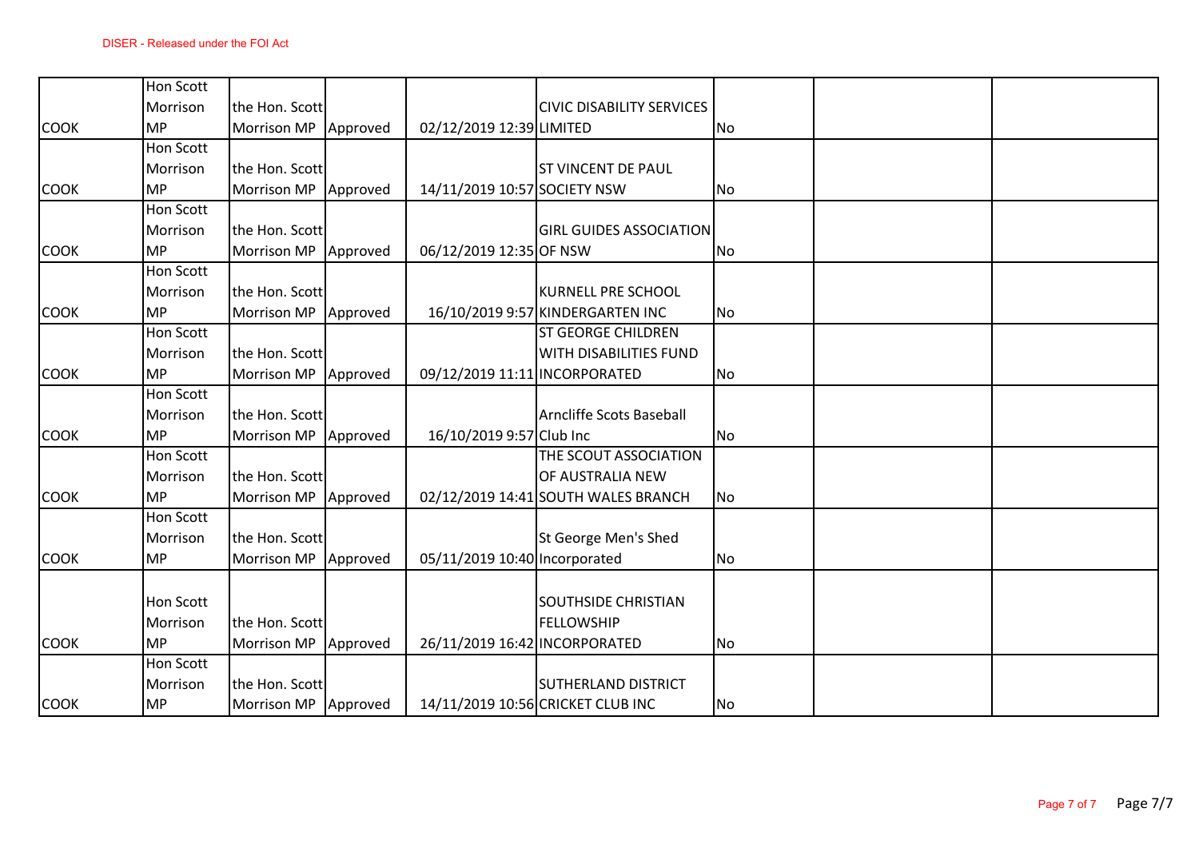| | | | | | | | | |
|---|---|---|---|---|---|---|---|---|
| COOK | Hon Scott Morrison MP | the Hon. Scott Morrison MP | Approved | 02/12/2019 12:39 | CIVIC DISABILITY SERVICES LIMITED | No | | |
| COOK | Hon Scott Morrison MP | the Hon. Scott Morrison MP | Approved | 14/11/2019 10:57 | ST VINCENT DE PAUL SOCIETY NSW | No | | |
| COOK | Hon Scott Morrison MP | the Hon. Scott Morrison MP | Approved | 06/12/2019 12:35 | GIRL GUIDES ASSOCIATION OF NSW | No | | |
| COOK | Hon Scott Morrison MP | the Hon. Scott Morrison MP | Approved | 16/10/2019 9:57 | KURNELL PRE SCHOOL KINDERGARTEN INC | No | | |
| COOK | Hon Scott Morrison MP | the Hon. Scott Morrison MP | Approved | 09/12/2019 11:11 | ST GEORGE CHILDREN WITH DISABILITIES FUND INCORPORATED | No | | |
| COOK | Hon Scott Morrison MP | the Hon. Scott Morrison MP | Approved | 16/10/2019 9:57 | Arncliffe Scots Baseball Club Inc | No | | |
| COOK | Hon Scott Morrison MP | the Hon. Scott Morrison MP | Approved | 02/12/2019 14:41 | THE SCOUT ASSOCIATION OF AUSTRALIA NEW SOUTH WALES BRANCH | No | | |
| COOK | Hon Scott Morrison MP | the Hon. Scott Morrison MP | Approved | 05/11/2019 10:40 | St George Men's Shed Incorporated | No | | |
| COOK | Hon Scott Morrison MP | the Hon. Scott Morrison MP | Approved | 26/11/2019 16:42 | SOUTHSIDE CHRISTIAN FELLOWSHIP INCORPORATED | No | | |
| COOK | Hon Scott Morrison MP | the Hon. Scott Morrison MP | Approved | 14/11/2019 10:56 | SUTHERLAND DISTRICT CRICKET CLUB INC | No | | |